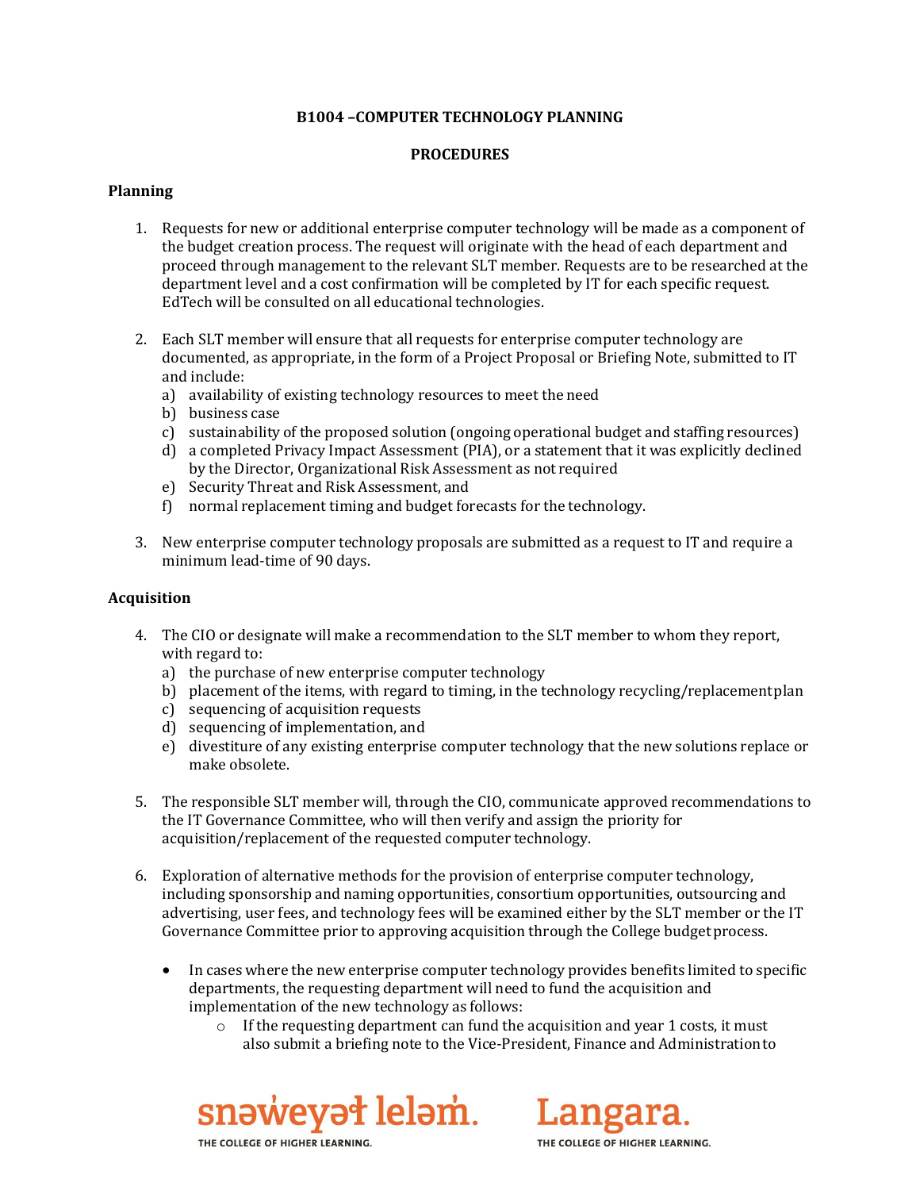**B1004 –COMPUTER TECHNOLOGY PLANNING**

**PROCEDURES**

**Planning**

1. Requests for new or additional enterprise computer technology will be made as a component of the budget creation process. The request will originate with the head of each department and proceed through management to the relevant SLT member. Requests are to be researched at the department level and a cost confirmation will be completed by IT for each specific request. EdTech will be consulted on all educational technologies.

2. Each SLT member will ensure that all requests for enterprise computer technology are documented, as appropriate, in the form of a Project Proposal or Briefing Note, submitted to IT and include:
   a) availability of existing technology resources to meet the need
   b) business case
   c) sustainability of the proposed solution (ongoing operational budget and staffing resources)
   d) a completed Privacy Impact Assessment (PIA), or a statement that it was explicitly declined by the Director, Organizational Risk Assessment as not required
   e) Security Threat and Risk Assessment, and
   f) normal replacement timing and budget forecasts for the technology.

3. New enterprise computer technology proposals are submitted as a request to IT and require a minimum lead-time of 90 days.

**Acquisition**

4. The CIO or designate will make a recommendation to the SLT member to whom they report, with regard to:
   a) the purchase of new enterprise computer technology
   b) placement of the items, with regard to timing, in the technology recycling/replacement plan
   c) sequencing of acquisition requests
   d) sequencing of implementation, and
   e) divestiture of any existing enterprise computer technology that the new solutions replace or make obsolete.

5. The responsible SLT member will, through the CIO, communicate approved recommendations to the IT Governance Committee, who will then verify and assign the priority for acquisition/replacement of the requested computer technology.

6. Exploration of alternative methods for the provision of enterprise computer technology, including sponsorship and naming opportunities, consortium opportunities, outsourcing and advertising, user fees, and technology fees will be examined either by the SLT member or the IT Governance Committee prior to approving acquisition through the College budget process.

   - In cases where the new enterprise computer technology provides benefits limited to specific departments, the requesting department will need to fund the acquisition and implementation of the new technology as follows:
     - If the requesting department can fund the acquisition and year 1 costs, it must also submit a briefing note to the Vice-President, Finance and Administration to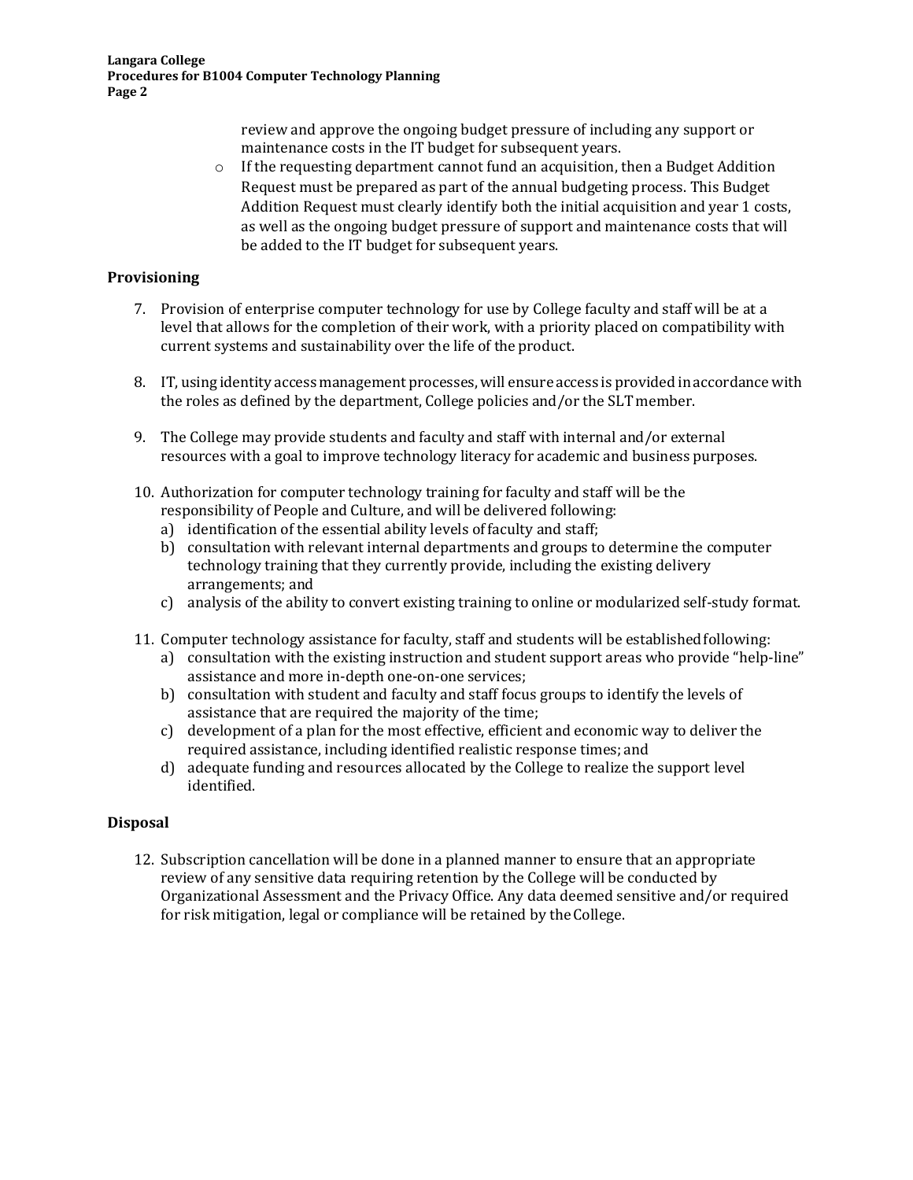review and approve the ongoing budget pressure of including any support or maintenance costs in the IT budget for subsequent years.

- If the requesting department cannot fund an acquisition, then a Budget Addition Request must be prepared as part of the annual budgeting process. This Budget Addition Request must clearly identify both the initial acquisition and year 1 costs, as well as the ongoing budget pressure of support and maintenance costs that will be added to the IT budget for subsequent years.

### Provisioning

7. Provision of enterprise computer technology for use by College faculty and staff will be at a level that allows for the completion of their work, with a priority placed on compatibility with current systems and sustainability over the life of the product.

8. IT, using identity access management processes, will ensure access is provided in accordance with the roles as defined by the department, College policies and/or the SLT member.

9. The College may provide students and faculty and staff with internal and/or external resources with a goal to improve technology literacy for academic and business purposes.

10. Authorization for computer technology training for faculty and staff will be the responsibility of People and Culture, and will be delivered following:
    a) identification of the essential ability levels of faculty and staff;
    b) consultation with relevant internal departments and groups to determine the computer technology training that they currently provide, including the existing delivery arrangements; and
    c) analysis of the ability to convert existing training to online or modularized self-study format.

11. Computer technology assistance for faculty, staff and students will be established following:
    a) consultation with the existing instruction and student support areas who provide "help-line" assistance and more in-depth one-on-one services;
    b) consultation with student and faculty and staff focus groups to identify the levels of assistance that are required the majority of the time;
    c) development of a plan for the most effective, efficient and economic way to deliver the required assistance, including identified realistic response times; and
    d) adequate funding and resources allocated by the College to realize the support level identified.

### Disposal

12. Subscription cancellation will be done in a planned manner to ensure that an appropriate review of any sensitive data requiring retention by the College will be conducted by Organizational Assessment and the Privacy Office. Any data deemed sensitive and/or required for risk mitigation, legal or compliance will be retained by the College.